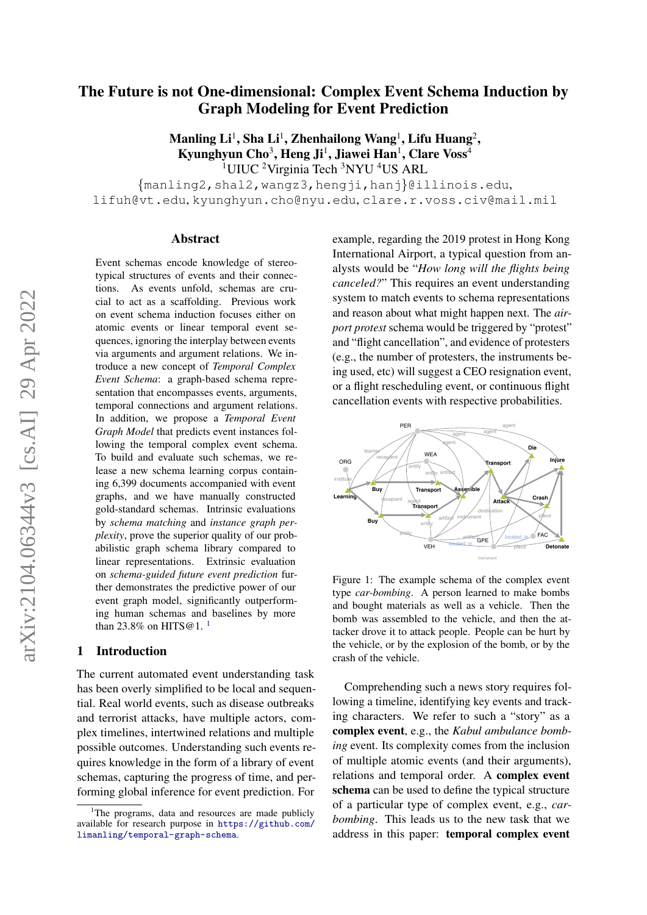# The Future is not One-dimensional: Complex Event Schema Induction by Graph Modeling for Event Prediction

**Manling Li[1], Sha Li[1], Zhenhailong Wang[1], Lifu Huang[2], Kyunghyun Cho[3], Heng Ji[1], Jiawei Han[1], Clare Voss[4]**

[1]UIUC [2]Virginia Tech [3]NYU [4]US ARL

{manling2,shal2,wangz3,hengji,hanj}@illinois.edu, lifuh@vt.edu, kyunghyun.cho@nyu.edu, clare.r.voss.civ@mail.mil

## Abstract

Event schemas encode knowledge of stereotypical structures of events and their connections. As events unfold, schemas are crucial to act as a scaffolding. Previous work on event schema induction focuses either on atomic events or linear temporal event sequences, ignoring the interplay between events via arguments and argument relations. We introduce a new concept of *Temporal Complex Event Schema*: a graph-based schema representation that encompasses events, arguments, temporal connections and argument relations. In addition, we propose a *Temporal Event Graph Model* that predicts event instances following the temporal complex event schema. To build and evaluate such schemas, we release a new schema learning corpus containing 6,399 documents accompanied with event graphs, and we have manually constructed gold-standard schemas. Intrinsic evaluations by *schema matching* and *instance graph perplexity*, prove the superior quality of our probabilistic graph schema library compared to linear representations. Extrinsic evaluation on *schema-guided future event prediction* further demonstrates the predictive power of our event graph model, significantly outperforming human schemas and baselines by more than 23.8% on HITS@1. [1]

## 1 Introduction

The current automated event understanding task has been overly simplified to be local and sequential. Real world events, such as disease outbreaks and terrorist attacks, have multiple actors, complex timelines, intertwined relations and multiple possible outcomes. Understanding such events requires knowledge in the form of a library of event schemas, capturing the progress of time, and performing global inference for event prediction. For example, regarding the 2019 protest in Hong Kong International Airport, a typical question from analysts would be "*How long will the flights being canceled?*" This requires an event understanding system to match events to schema representations and reason about what might happen next. The *airport protest* schema would be triggered by "protest" and "flight cancellation", and evidence of protesters (e.g., the number of protesters, the instruments being used, etc) will suggest a CEO resignation event, or a flight rescheduling event, or continuous flight cancellation events with respective probabilities.

Figure 1: The example schema of the complex event type *car-bombing*. A person learned to make bombs and bought materials as well as a vehicle. Then the bomb was assembled to the vehicle, and then the attacker drove it to attack people. People can be hurt by the vehicle, or by the explosion of the bomb, or by the crash of the vehicle.

Comprehending such a news story requires following a timeline, identifying key events and tracking characters. We refer to such a "story" as a **complex event**, e.g., the *Kabul ambulance bombing* event. Its complexity comes from the inclusion of multiple atomic events (and their arguments), relations and temporal order. A **complex event schema** can be used to define the typical structure of a particular type of complex event, e.g., *car-bombing*. This leads us to the new task that we address in this paper: **temporal complex event**

[1]The programs, data and resources are made publicly available for research purpose in https://github.com/limanling/temporal-graph-schema.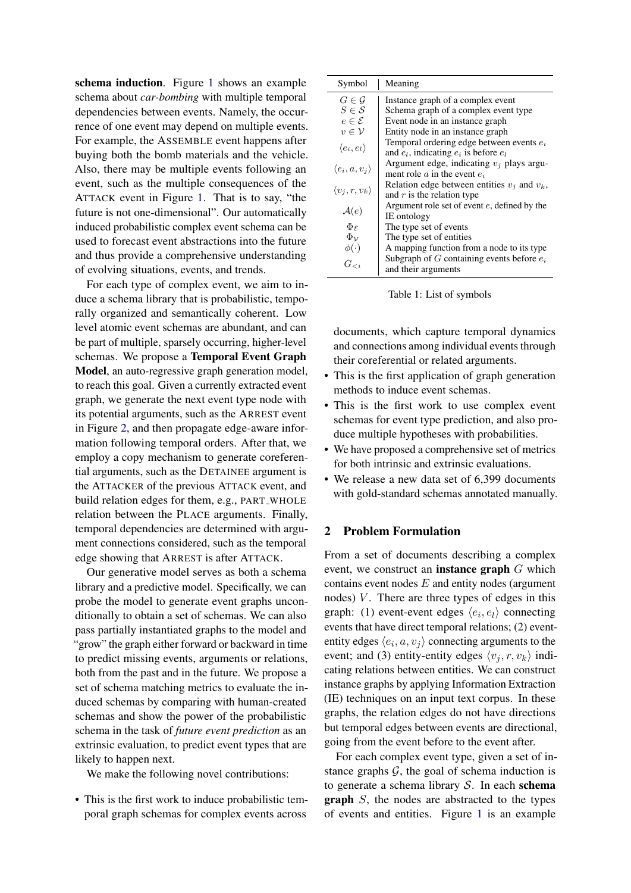**schema induction**. Figure 1 shows an example schema about *car-bombing* with multiple temporal dependencies between events. Namely, the occurrence of one event may depend on multiple events. For example, the ASSEMBLE event happens after buying both the bomb materials and the vehicle. Also, there may be multiple events following an event, such as the multiple consequences of the ATTACK event in Figure 1. That is to say, "the future is not one-dimensional". Our automatically induced probabilistic complex event schema can be used to forecast event abstractions into the future and thus provide a comprehensive understanding of evolving situations, events, and trends.

For each type of complex event, we aim to induce a schema library that is probabilistic, temporally organized and semantically coherent. Low level atomic event schemas are abundant, and can be part of multiple, sparsely occurring, higher-level schemas. We propose a **Temporal Event Graph Model**, an auto-regressive graph generation model, to reach this goal. Given a currently extracted event graph, we generate the next event type node with its potential arguments, such as the ARREST event in Figure 2, and then propagate edge-aware information following temporal orders. After that, we employ a copy mechanism to generate coreferential arguments, such as the DETAINEE argument is the ATTACKER of the previous ATTACK event, and build relation edges for them, e.g., PART_WHOLE relation between the PLACE arguments. Finally, temporal dependencies are determined with argument connections considered, such as the temporal edge showing that ARREST is after ATTACK.

Our generative model serves as both a schema library and a predictive model. Specifically, we can probe the model to generate event graphs unconditionally to obtain a set of schemas. We can also pass partially instantiated graphs to the model and "grow" the graph either forward or backward in time to predict missing events, arguments or relations, both from the past and in the future. We propose a set of schema matching metrics to evaluate the induced schemas by comparing with human-created schemas and show the power of the probabilistic schema in the task of *future event prediction* as an extrinsic evaluation, to predict event types that are likely to happen next.

We make the following novel contributions:

- This is the first work to induce probabilistic temporal graph schemas for complex events across documents, which capture temporal dynamics and connections among individual events through their coreferential or related arguments.
- This is the first application of graph generation methods to induce event schemas.
- This is the first work to use complex event schemas for event type prediction, and also produce multiple hypotheses with probabilities.
- We have proposed a comprehensive set of metrics for both intrinsic and extrinsic evaluations.
- We release a new data set of 6,399 documents with gold-standard schemas annotated manually.

| Symbol | Meaning |
|---|---|
| $G \in \mathcal{G}$ | Instance graph of a complex event |
| $S \in \mathcal{S}$ | Schema graph of a complex event type |
| $e \in \mathcal{E}$ | Event node in an instance graph |
| $v \in \mathcal{V}$ | Entity node in an instance graph |
| $\langle e_i, e_l \rangle$ | Temporal ordering edge between events $e_i$ and $e_l$, indicating $e_i$ is before $e_l$ |
| $\langle e_i, a, v_j \rangle$ | Argument edge, indicating $v_j$ plays argument role $a$ in the event $e_i$ |
| $\langle v_j, r, v_k \rangle$ | Relation edge between entities $v_j$ and $v_k$, and $r$ is the relation type |
| $\mathcal{A}(e)$ | Argument role set of event $e$, defined by the IE ontology |
| $\Phi_{\mathcal{E}}$ | The type set of events |
| $\Phi_{\mathcal{V}}$ | The type set of entities |
| $\phi(\cdot)$ | A mapping function from a node to its type |
| $G_{<i}$ | Subgraph of $G$ containing events before $e_i$ and their arguments |

Table 1: List of symbols

## 2 Problem Formulation

From a set of documents describing a complex event, we construct an **instance graph** $G$ which contains event nodes $E$ and entity nodes (argument nodes) $V$. There are three types of edges in this graph: (1) event-event edges $\langle e_i, e_l \rangle$ connecting events that have direct temporal relations; (2) event-entity edges $\langle e_i, a, v_j \rangle$ connecting arguments to the event; and (3) entity-entity edges $\langle v_j, r, v_k \rangle$ indicating relations between entities. We can construct instance graphs by applying Information Extraction (IE) techniques on an input text corpus. In these graphs, the relation edges do not have directions but temporal edges between events are directional, going from the event before to the event after.

For each complex event type, given a set of instance graphs $\mathcal{G}$, the goal of schema induction is to generate a schema library $\mathcal{S}$. In each **schema graph** $S$, the nodes are abstracted to the types of events and entities. Figure 1 is an example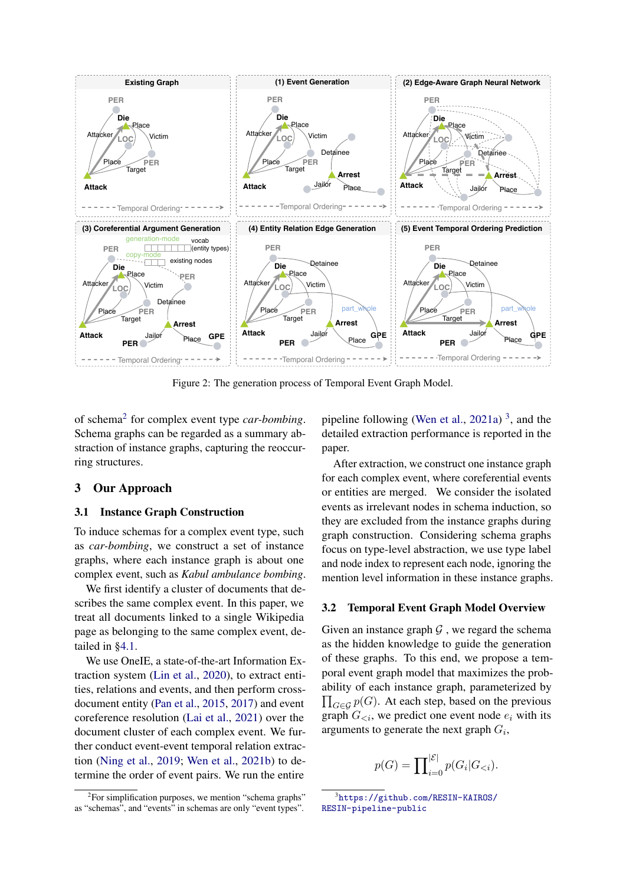Figure 2: The generation process of Temporal Event Graph Model.

of schema[2] for complex event type *car-bombing*. Schema graphs can be regarded as a summary abstraction of instance graphs, capturing the reoccurring structures.

## 3 Our Approach

### 3.1 Instance Graph Construction

To induce schemas for a complex event type, such as *car-bombing*, we construct a set of instance graphs, where each instance graph is about one complex event, such as *Kabul ambulance bombing*.

We first identify a cluster of documents that describes the same complex event. In this paper, we treat all documents linked to a single Wikipedia page as belonging to the same complex event, detailed in §4.1.

We use OneIE, a state-of-the-art Information Extraction system (Lin et al., 2020), to extract entities, relations and events, and then perform cross-document entity (Pan et al., 2015, 2017) and event coreference resolution (Lai et al., 2021) over the document cluster of each complex event. We further conduct event-event temporal relation extraction (Ning et al., 2019; Wen et al., 2021b) to determine the order of event pairs. We run the entire pipeline following (Wen et al., 2021a) [3], and the detailed extraction performance is reported in the paper.

After extraction, we construct one instance graph for each complex event, where coreferential events or entities are merged. We consider the isolated events as irrelevant nodes in schema induction, so they are excluded from the instance graphs during graph construction. Considering schema graphs focus on type-level abstraction, we use type label and node index to represent each node, ignoring the mention level information in these instance graphs.

### 3.2 Temporal Event Graph Model Overview

Given an instance graph $\mathcal{G}$, we regard the schema as the hidden knowledge to guide the generation of these graphs. To this end, we propose a temporal event graph model that maximizes the probability of each instance graph, parameterized by $\prod_{G \in \mathcal{G}} p(G)$. At each step, based on the previous graph $G_{<i}$, we predict one event node $e_i$ with its arguments to generate the next graph $G_i$,

$$p(G) = \prod_{i=0}^{|\mathcal{E}|} p(G_i | G_{<i}).$$

[2] For simplification purposes, we mention "schema graphs" as "schemas", and "events" in schemas are only "event types".

[3] https://github.com/RESIN-KAIROS/RESIN-pipeline-public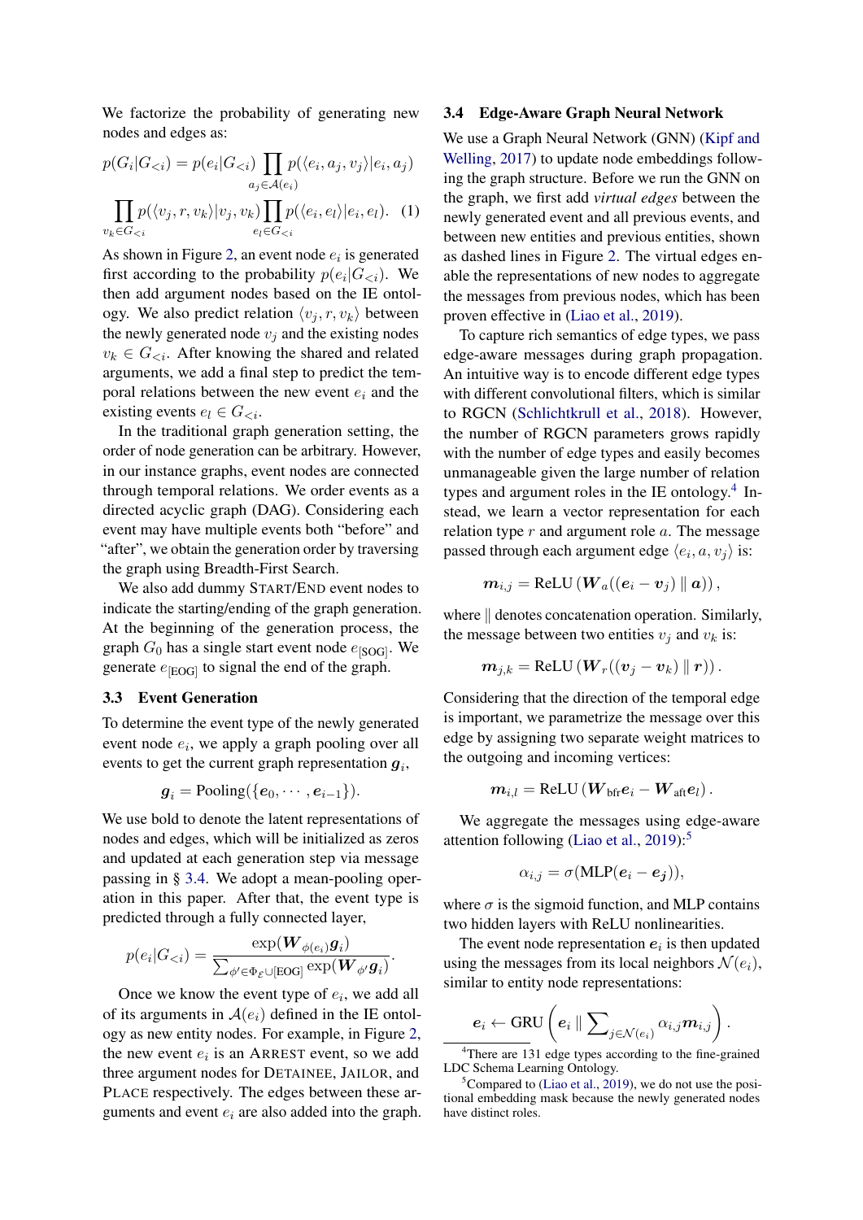We factorize the probability of generating new nodes and edges as:

$$p(G_i|G_{<i}) = p(e_i|G_{<i}) \prod_{a_j \in \mathcal{A}(e_i)} p(\langle e_i, a_j, v_j \rangle | e_i, a_j)$$
$$\prod_{v_k \in G_{<i}} p(\langle v_j, r, v_k \rangle | v_j, v_k) \prod_{e_l \in G_{<i}} p(\langle e_i, e_l \rangle | e_i, e_l). \quad (1)$$

As shown in Figure 2, an event node $e_i$ is generated first according to the probability $p(e_i|G_{<i})$. We then add argument nodes based on the IE ontology. We also predict relation $\langle v_j, r, v_k \rangle$ between the newly generated node $v_j$ and the existing nodes $v_k \in G_{<i}$. After knowing the shared and related arguments, we add a final step to predict the temporal relations between the new event $e_i$ and the existing events $e_l \in G_{<i}$.

In the traditional graph generation setting, the order of node generation can be arbitrary. However, in our instance graphs, event nodes are connected through temporal relations. We order events as a directed acyclic graph (DAG). Considering each event may have multiple events both "before" and "after", we obtain the generation order by traversing the graph using Breadth-First Search.

We also add dummy START/END event nodes to indicate the starting/ending of the graph generation. At the beginning of the generation process, the graph $G_0$ has a single start event node $e_{[\text{SOG}]}$. We generate $e_{[\text{EOG}]}$ to signal the end of the graph.

### 3.3 Event Generation

To determine the event type of the newly generated event node $e_i$, we apply a graph pooling over all events to get the current graph representation $\boldsymbol{g}_i$,

$$\boldsymbol{g}_i = \text{Pooling}(\{\boldsymbol{e}_0, \cdots, \boldsymbol{e}_{i-1}\}).$$

We use bold to denote the latent representations of nodes and edges, which will be initialized as zeros and updated at each generation step via message passing in § 3.4. We adopt a mean-pooling operation in this paper. After that, the event type is predicted through a fully connected layer,

$$p(e_i|G_{<i}) = \frac{\exp(\boldsymbol{W}_{\phi(e_i)} \boldsymbol{g}_i)}{\sum_{\phi' \in \Phi_{\mathcal{E}} \cup [\text{EOG}]} \exp(\boldsymbol{W}_{\phi'} \boldsymbol{g}_i)}.$$

Once we know the event type of $e_i$, we add all of its arguments in $\mathcal{A}(e_i)$ defined in the IE ontology as new entity nodes. For example, in Figure 2, the new event $e_i$ is an ARREST event, so we add three argument nodes for DETAINEE, JAILOR, and PLACE respectively. The edges between these arguments and event $e_i$ are also added into the graph.

### 3.4 Edge-Aware Graph Neural Network

We use a Graph Neural Network (GNN) (Kipf and Welling, 2017) to update node embeddings following the graph structure. Before we run the GNN on the graph, we first add *virtual edges* between the newly generated event and all previous events, and between new entities and previous entities, shown as dashed lines in Figure 2. The virtual edges enable the representations of new nodes to aggregate the messages from previous nodes, which has been proven effective in (Liao et al., 2019).

To capture rich semantics of edge types, we pass edge-aware messages during graph propagation. An intuitive way is to encode different edge types with different convolutional filters, which is similar to RGCN (Schlichtkrull et al., 2018). However, the number of RGCN parameters grows rapidly with the number of edge types and easily becomes unmanageable given the large number of relation types and argument roles in the IE ontology.[4] Instead, we learn a vector representation for each relation type $r$ and argument role $a$. The message passed through each argument edge $\langle e_i, a, v_j \rangle$ is:

$$\boldsymbol{m}_{i,j} = \text{ReLU}\left(\boldsymbol{W}_a((\boldsymbol{e}_i - \boldsymbol{v}_j) \parallel \boldsymbol{a})\right),$$

where $\parallel$ denotes concatenation operation. Similarly, the message between two entities $v_j$ and $v_k$ is:

$$\boldsymbol{m}_{j,k} = \text{ReLU}\left(\boldsymbol{W}_r((\boldsymbol{v}_j - \boldsymbol{v}_k) \parallel \boldsymbol{r})\right).$$

Considering that the direction of the temporal edge is important, we parametrize the message over this edge by assigning two separate weight matrices to the outgoing and incoming vertices:

$$\boldsymbol{m}_{i,l} = \text{ReLU}\left(\boldsymbol{W}_{\text{bfr}} \boldsymbol{e}_i - \boldsymbol{W}_{\text{aft}} \boldsymbol{e}_l\right).$$

We aggregate the messages using edge-aware attention following (Liao et al., 2019):[5]

$$\alpha_{i,j} = \sigma(\text{MLP}(\boldsymbol{e}_i - \boldsymbol{e}_j)),$$

where $\sigma$ is the sigmoid function, and MLP contains two hidden layers with ReLU nonlinearities.

The event node representation $\boldsymbol{e}_i$ is then updated using the messages from its local neighbors $\mathcal{N}(e_i)$, similar to entity node representations:

$$\boldsymbol{e}_i \leftarrow \text{GRU}\left(\boldsymbol{e}_i \parallel \sum_{j \in \mathcal{N}(e_i)} \alpha_{i,j} \boldsymbol{m}_{i,j}\right).$$

[4] There are 131 edge types according to the fine-grained LDC Schema Learning Ontology.

[5] Compared to (Liao et al., 2019), we do not use the positional embedding mask because the newly generated nodes have distinct roles.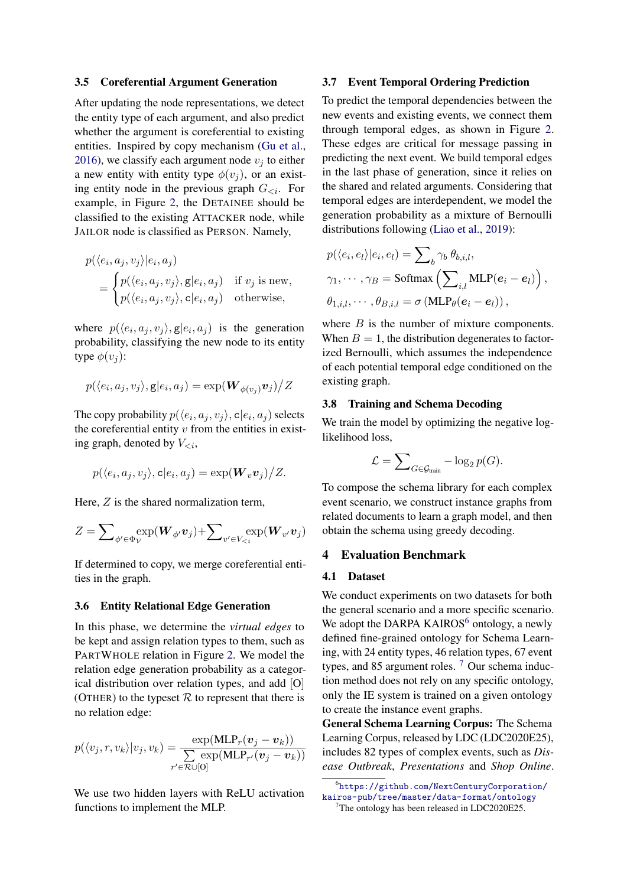### 3.5 Coreferential Argument Generation

After updating the node representations, we detect the entity type of each argument, and also predict whether the argument is coreferential to existing entities. Inspired by copy mechanism (Gu et al., 2016), we classify each argument node $v_j$ to either a new entity with entity type $\phi(v_j)$, or an existing entity node in the previous graph $G_{<i}$. For example, in Figure 2, the DETAINEE should be classified to the existing ATTACKER node, while JAILOR node is classified as PERSON. Namely,

$$p(\langle e_i, a_j, v_j \rangle | e_i, a_j) = \begin{cases} p(\langle e_i, a_j, v_j \rangle, \mathsf{g} | e_i, a_j) & \text{if } v_j \text{ is new,} \\ p(\langle e_i, a_j, v_j \rangle, \mathsf{c} | e_i, a_j) & \text{otherwise,} \end{cases}$$

where $p(\langle e_i, a_j, v_j \rangle, \mathsf{g} | e_i, a_j)$ is the generation probability, classifying the new node to its entity type $\phi(v_j)$:

$$p(\langle e_i, a_j, v_j \rangle, \mathsf{g} | e_i, a_j) = \exp(\boldsymbol{W}_{\phi(v_j)} \boldsymbol{v}_j) / Z$$

The copy probability $p(\langle e_i, a_j, v_j \rangle, \mathsf{c} | e_i, a_j)$ selects the coreferential entity $v$ from the entities in existing graph, denoted by $V_{<i}$,

$$p(\langle e_i, a_j, v_j \rangle, \mathsf{c} | e_i, a_j) = \exp(\boldsymbol{W}_v \boldsymbol{v}_j) / Z.$$

Here, $Z$ is the shared normalization term,

$$Z = \sum_{\phi' \in \Phi_{\mathcal{V}}} \exp(\boldsymbol{W}_{\phi'} \boldsymbol{v}_j) + \sum_{v' \in V_{<i}} \exp(\boldsymbol{W}_{v'} \boldsymbol{v}_j)$$

If determined to copy, we merge coreferential entities in the graph.

### 3.6 Entity Relational Edge Generation

In this phase, we determine the *virtual edges* to be kept and assign relation types to them, such as PARTWHOLE relation in Figure 2. We model the relation edge generation probability as a categorical distribution over relation types, and add [O] (OTHER) to the typeset $\mathcal{R}$ to represent that there is no relation edge:

$$p(\langle v_j, r, v_k \rangle | v_j, v_k) = \frac{\exp(\text{MLP}_r(\boldsymbol{v}_j - \boldsymbol{v}_k))}{\sum_{r' \in \mathcal{R} \cup [\text{O}]} \exp(\text{MLP}_{r'}(\boldsymbol{v}_j - \boldsymbol{v}_k))}$$

We use two hidden layers with ReLU activation functions to implement the MLP.

### 3.7 Event Temporal Ordering Prediction

To predict the temporal dependencies between the new events and existing events, we connect them through temporal edges, as shown in Figure 2. These edges are critical for message passing in predicting the next event. We build temporal edges in the last phase of generation, since it relies on the shared and related arguments. Considering that temporal edges are interdependent, we model the generation probability as a mixture of Bernoulli distributions following (Liao et al., 2019):

$$p(\langle e_i, e_l \rangle | e_i, e_l) = \sum_b \gamma_b \, \theta_{b,i,l},$$

$$\gamma_1, \cdots, \gamma_B = \text{Softmax}\left(\sum_{i,l} \text{MLP}(\boldsymbol{e}_i - \boldsymbol{e}_l)\right),$$

$$\theta_{1,i,l}, \cdots, \theta_{B,i,l} = \sigma\left(\text{MLP}_\theta(\boldsymbol{e}_i - \boldsymbol{e}_l)\right),$$

where $B$ is the number of mixture components. When $B = 1$, the distribution degenerates to factorized Bernoulli, which assumes the independence of each potential temporal edge conditioned on the existing graph.

### 3.8 Training and Schema Decoding

We train the model by optimizing the negative log-likelihood loss,

$$\mathcal{L} = \sum_{G \in \mathcal{G}_{\text{train}}} -\log_2 p(G).$$

To compose the schema library for each complex event scenario, we construct instance graphs from related documents to learn a graph model, and then obtain the schema using greedy decoding.

## 4 Evaluation Benchmark

### 4.1 Dataset

We conduct experiments on two datasets for both the general scenario and a more specific scenario. We adopt the DARPA KAIROS[6] ontology, a newly defined fine-grained ontology for Schema Learning, with 24 entity types, 46 relation types, 67 event types, and 85 argument roles. [7] Our schema induction method does not rely on any specific ontology, only the IE system is trained on a given ontology to create the instance event graphs.

**General Schema Learning Corpus:** The Schema Learning Corpus, released by LDC (LDC2020E25), includes 82 types of complex events, such as *Disease Outbreak*, *Presentations* and *Shop Online*.

[6] https://github.com/NextCenturyCorporation/kairos-pub/tree/master/data-format/ontology

[7] The ontology has been released in LDC2020E25.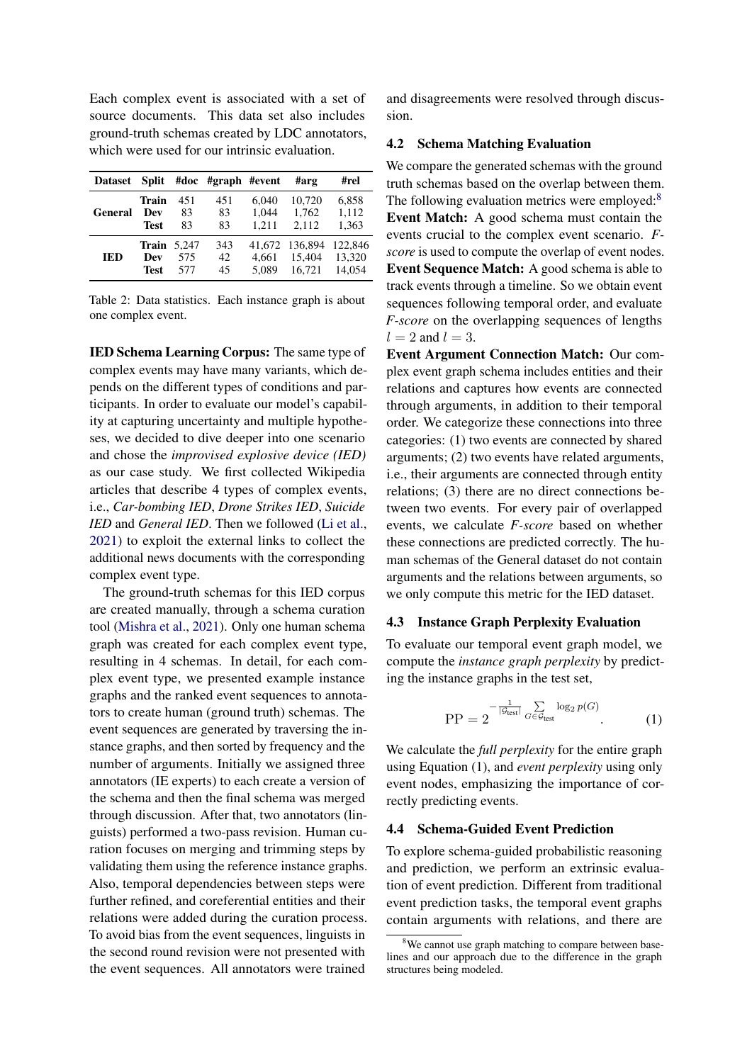Each complex event is associated with a set of source documents. This data set also includes ground-truth schemas created by LDC annotators, which were used for our intrinsic evaluation.

| Dataset | Split | #doc | #graph | #event | #arg | #rel |
|---|---|---|---|---|---|---|
| General | Train | 451 | 451 | 6,040 | 10,720 | 6,858 |
| | Dev | 83 | 83 | 1,044 | 1,762 | 1,112 |
| | Test | 83 | 83 | 1,211 | 2,112 | 1,363 |
| IED | Train | 5,247 | 343 | 41,672 | 136,894 | 122,846 |
| | Dev | 575 | 42 | 4,661 | 15,404 | 13,320 |
| | Test | 577 | 45 | 5,089 | 16,721 | 14,054 |

Table 2: Data statistics. Each instance graph is about one complex event.

**IED Schema Learning Corpus:** The same type of complex events may have many variants, which depends on the different types of conditions and participants. In order to evaluate our model's capability at capturing uncertainty and multiple hypotheses, we decided to dive deeper into one scenario and chose the *improvised explosive device (IED)* as our case study. We first collected Wikipedia articles that describe 4 types of complex events, i.e., *Car-bombing IED*, *Drone Strikes IED*, *Suicide IED* and *General IED*. Then we followed (Li et al., 2021) to exploit the external links to collect the additional news documents with the corresponding complex event type.

The ground-truth schemas for this IED corpus are created manually, through a schema curation tool (Mishra et al., 2021). Only one human schema graph was created for each complex event type, resulting in 4 schemas. In detail, for each complex event type, we presented example instance graphs and the ranked event sequences to annotators to create human (ground truth) schemas. The event sequences are generated by traversing the instance graphs, and then sorted by frequency and the number of arguments. Initially we assigned three annotators (IE experts) to each create a version of the schema and then the final schema was merged through discussion. After that, two annotators (linguists) performed a two-pass revision. Human curation focuses on merging and trimming steps by validating them using the reference instance graphs. Also, temporal dependencies between steps were further refined, and coreferential entities and their relations were added during the curation process. To avoid bias from the event sequences, linguists in the second round revision were not presented with the event sequences. All annotators were trained and disagreements were resolved through discussion.

## 4.2 Schema Matching Evaluation

We compare the generated schemas with the ground truth schemas based on the overlap between them. The following evaluation metrics were employed:[8]

**Event Match:** A good schema must contain the events crucial to the complex event scenario. *F-score* is used to compute the overlap of event nodes.

**Event Sequence Match:** A good schema is able to track events through a timeline. So we obtain event sequences following temporal order, and evaluate *F-score* on the overlapping sequences of lengths $l = 2$ and $l = 3$.

**Event Argument Connection Match:** Our complex event graph schema includes entities and their relations and captures how events are connected through arguments, in addition to their temporal order. We categorize these connections into three categories: (1) two events are connected by shared arguments; (2) two events have related arguments, i.e., their arguments are connected through entity relations; (3) there are no direct connections between two events. For every pair of overlapped events, we calculate *F-score* based on whether these connections are predicted correctly. The human schemas of the General dataset do not contain arguments and the relations between arguments, so we only compute this metric for the IED dataset.

## 4.3 Instance Graph Perplexity Evaluation

To evaluate our temporal event graph model, we compute the *instance graph perplexity* by predicting the instance graphs in the test set,

$$\mathrm{PP} = 2^{-\frac{1}{|\mathcal{G}_{\text{test}}|} \sum_{G \in \mathcal{G}_{\text{test}}} \log_2 p(G)}. \tag{1}$$

We calculate the *full perplexity* for the entire graph using Equation (1), and *event perplexity* using only event nodes, emphasizing the importance of correctly predicting events.

## 4.4 Schema-Guided Event Prediction

To explore schema-guided probabilistic reasoning and prediction, we perform an extrinsic evaluation of event prediction. Different from traditional event prediction tasks, the temporal event graphs contain arguments with relations, and there are

[8] We cannot use graph matching to compare between baselines and our approach due to the difference in the graph structures being modeled.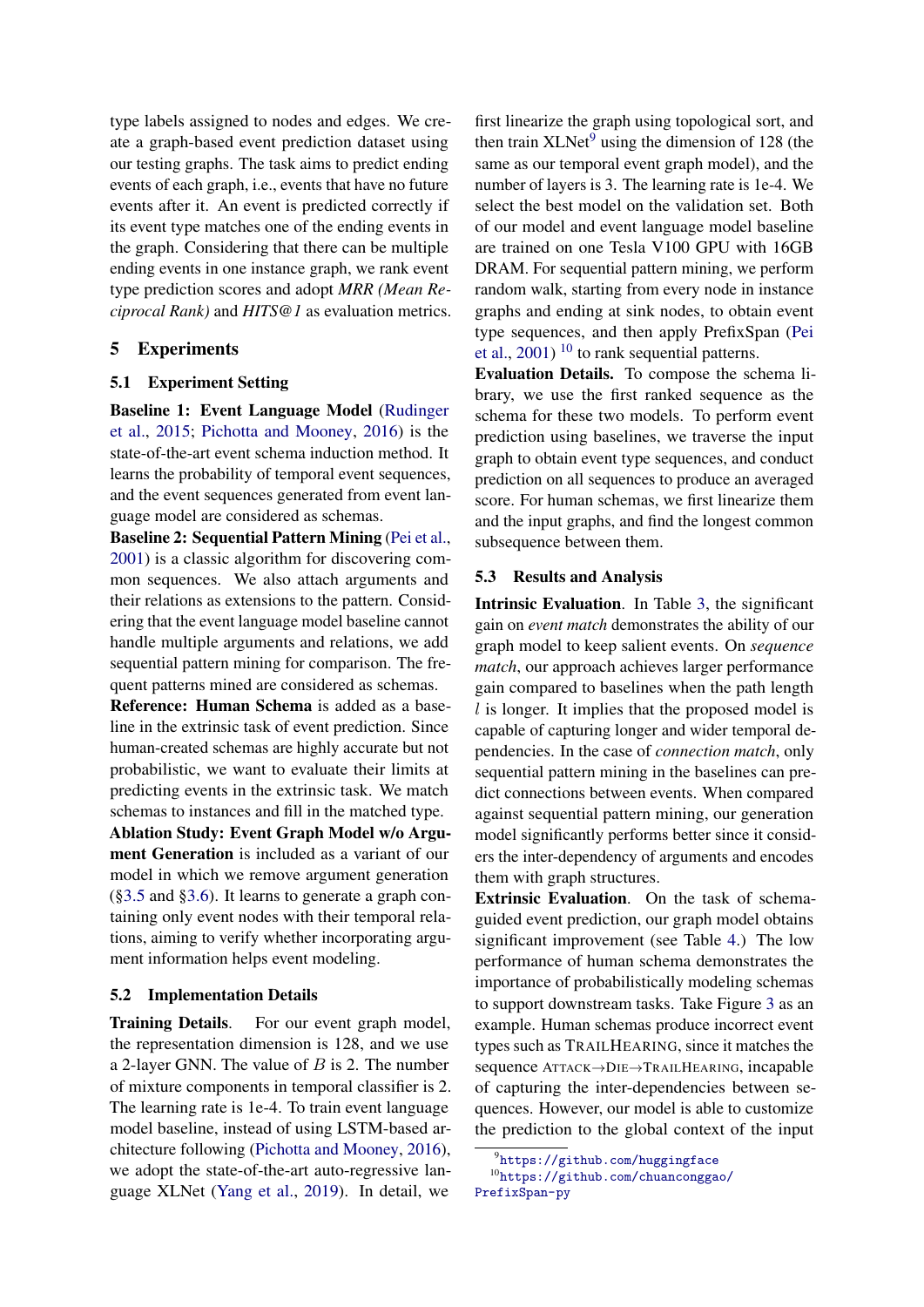type labels assigned to nodes and edges. We create a graph-based event prediction dataset using our testing graphs. The task aims to predict ending events of each graph, i.e., events that have no future events after it. An event is predicted correctly if its event type matches one of the ending events in the graph. Considering that there can be multiple ending events in one instance graph, we rank event type prediction scores and adopt *MRR (Mean Reciprocal Rank)* and *HITS@1* as evaluation metrics.

## 5 Experiments

### 5.1 Experiment Setting

**Baseline 1: Event Language Model** (Rudinger et al., 2015; Pichotta and Mooney, 2016) is the state-of-the-art event schema induction method. It learns the probability of temporal event sequences, and the event sequences generated from event language model are considered as schemas.

**Baseline 2: Sequential Pattern Mining** (Pei et al., 2001) is a classic algorithm for discovering common sequences. We also attach arguments and their relations as extensions to the pattern. Considering that the event language model baseline cannot handle multiple arguments and relations, we add sequential pattern mining for comparison. The frequent patterns mined are considered as schemas.

**Reference: Human Schema** is added as a baseline in the extrinsic task of event prediction. Since human-created schemas are highly accurate but not probabilistic, we want to evaluate their limits at predicting events in the extrinsic task. We match schemas to instances and fill in the matched type.

**Ablation Study: Event Graph Model w/o Argument Generation** is included as a variant of our model in which we remove argument generation (§3.5 and §3.6). It learns to generate a graph containing only event nodes with their temporal relations, aiming to verify whether incorporating argument information helps event modeling.

### 5.2 Implementation Details

**Training Details**. For our event graph model, the representation dimension is 128, and we use a 2-layer GNN. The value of $B$ is 2. The number of mixture components in temporal classifier is 2. The learning rate is 1e-4. To train event language model baseline, instead of using LSTM-based architecture following (Pichotta and Mooney, 2016), we adopt the state-of-the-art auto-regressive language XLNet (Yang et al., 2019). In detail, we first linearize the graph using topological sort, and then train XLNet[9] using the dimension of 128 (the same as our temporal event graph model), and the number of layers is 3. The learning rate is 1e-4. We select the best model on the validation set. Both of our model and event language model baseline are trained on one Tesla V100 GPU with 16GB DRAM. For sequential pattern mining, we perform random walk, starting from every node in instance graphs and ending at sink nodes, to obtain event type sequences, and then apply PrefixSpan (Pei et al., 2001) [10] to rank sequential patterns.

**Evaluation Details.** To compose the schema library, we use the first ranked sequence as the schema for these two models. To perform event prediction using baselines, we traverse the input graph to obtain event type sequences, and conduct prediction on all sequences to produce an averaged score. For human schemas, we first linearize them and the input graphs, and find the longest common subsequence between them.

### 5.3 Results and Analysis

**Intrinsic Evaluation**. In Table 3, the significant gain on *event match* demonstrates the ability of our graph model to keep salient events. On *sequence match*, our approach achieves larger performance gain compared to baselines when the path length $l$ is longer. It implies that the proposed model is capable of capturing longer and wider temporal dependencies. In the case of *connection match*, only sequential pattern mining in the baselines can predict connections between events. When compared against sequential pattern mining, our generation model significantly performs better since it considers the inter-dependency of arguments and encodes them with graph structures.

**Extrinsic Evaluation**. On the task of schema-guided event prediction, our graph model obtains significant improvement (see Table 4.) The low performance of human schema demonstrates the importance of probabilistically modeling schemas to support downstream tasks. Take Figure 3 as an example. Human schemas produce incorrect event types such as TRAILHEARING, since it matches the sequence ATTACK→DIE→TRAILHEARING, incapable of capturing the inter-dependencies between sequences. However, our model is able to customize the prediction to the global context of the input

[9] https://github.com/huggingface

[10] https://github.com/chuanconggao/PrefixSpan-py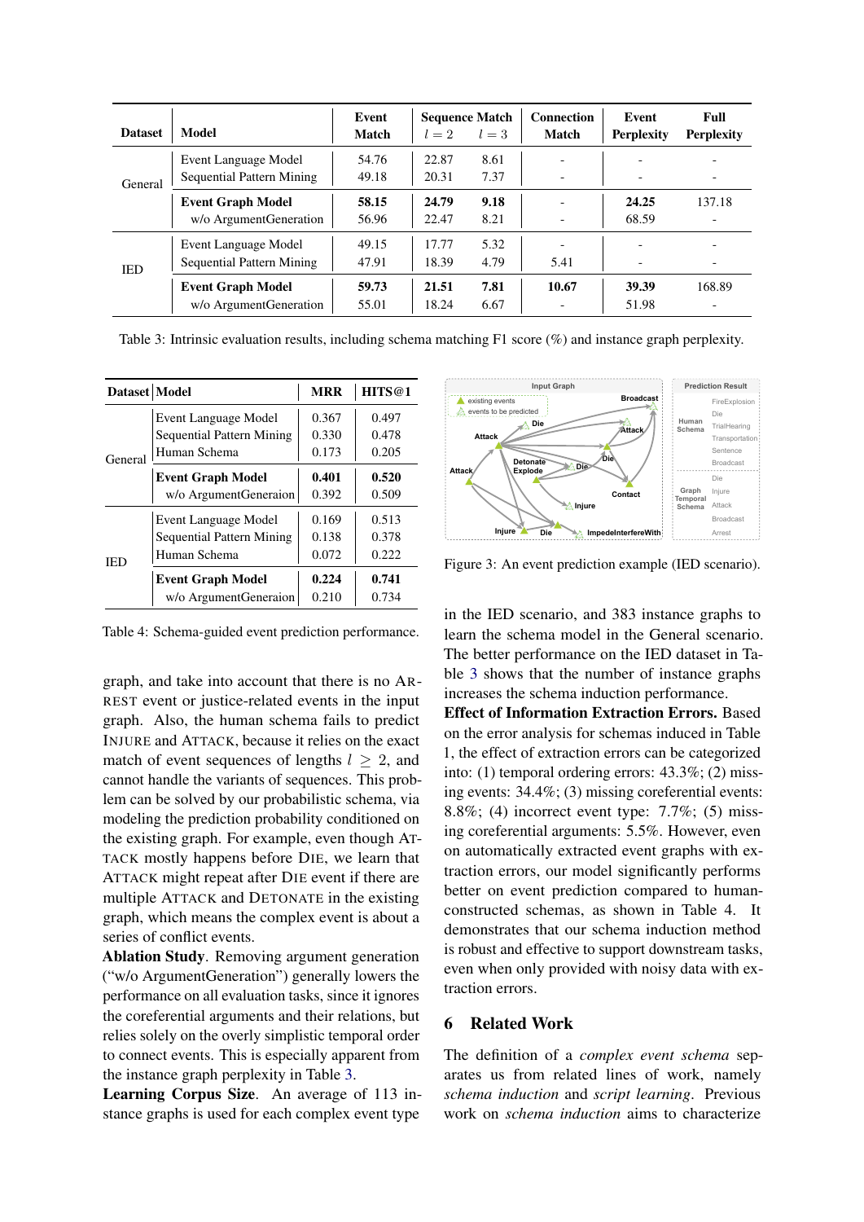| Dataset | Model | Event Match | Sequence Match $l=2$ | Sequence Match $l=3$ | Connection Match | Event Perplexity | Full Perplexity |
|---|---|---|---|---|---|---|---|
| General | Event Language Model | 54.76 | 22.87 | 8.61 | - | - | - |
| | Sequential Pattern Mining | 49.18 | 20.31 | 7.37 | - | - | - |
| | **Event Graph Model** | **58.15** | **24.79** | **9.18** | - | **24.25** | 137.18 |
| | w/o ArgumentGeneration | 56.96 | 22.47 | 8.21 | - | 68.59 | - |
| IED | Event Language Model | 49.15 | 17.77 | 5.32 | - | - | - |
| | Sequential Pattern Mining | 47.91 | 18.39 | 4.79 | 5.41 | - | - |
| | **Event Graph Model** | **59.73** | **21.51** | **7.81** | **10.67** | **39.39** | 168.89 |
| | w/o ArgumentGeneration | 55.01 | 18.24 | 6.67 | - | 51.98 | - |

Table 3: Intrinsic evaluation results, including schema matching F1 score (%) and instance graph perplexity.

| Dataset | Model | MRR | HITS@1 |
|---|---|---|---|
| General | Event Language Model | 0.367 | 0.497 |
| | Sequential Pattern Mining | 0.330 | 0.478 |
| | Human Schema | 0.173 | 0.205 |
| | **Event Graph Model** | **0.401** | **0.520** |
| | w/o ArgumentGeneraion | 0.392 | 0.509 |
| IED | Event Language Model | 0.169 | 0.513 |
| | Sequential Pattern Mining | 0.138 | 0.378 |
| | Human Schema | 0.072 | 0.222 |
| | **Event Graph Model** | **0.224** | **0.741** |
| | w/o ArgumentGeneraion | 0.210 | 0.734 |

Table 4: Schema-guided event prediction performance.

Figure 3: An event prediction example (IED scenario).

graph, and take into account that there is no ARREST event or justice-related events in the input graph. Also, the human schema fails to predict INJURE and ATTACK, because it relies on the exact match of event sequences of lengths $l \geq 2$, and cannot handle the variants of sequences. This problem can be solved by our probabilistic schema, via modeling the prediction probability conditioned on the existing graph. For example, even though ATTACK mostly happens before DIE, we learn that ATTACK might repeat after DIE event if there are multiple ATTACK and DETONATE in the existing graph, which means the complex event is about a series of conflict events.

**Ablation Study**. Removing argument generation ("w/o ArgumentGeneration") generally lowers the performance on all evaluation tasks, since it ignores the coreferential arguments and their relations, but relies solely on the overly simplistic temporal order to connect events. This is especially apparent from the instance graph perplexity in Table 3.

**Learning Corpus Size**. An average of 113 instance graphs is used for each complex event type in the IED scenario, and 383 instance graphs to learn the schema model in the General scenario. The better performance on the IED dataset in Table 3 shows that the number of instance graphs increases the schema induction performance.

**Effect of Information Extraction Errors.** Based on the error analysis for schemas induced in Table 1, the effect of extraction errors can be categorized into: (1) temporal ordering errors: 43.3%; (2) missing events: 34.4%; (3) missing coreferential events: 8.8%; (4) incorrect event type: 7.7%; (5) missing coreferential arguments: 5.5%. However, even on automatically extracted event graphs with extraction errors, our model significantly performs better on event prediction compared to human-constructed schemas, as shown in Table 4. It demonstrates that our schema induction method is robust and effective to support downstream tasks, even when only provided with noisy data with extraction errors.

## 6 Related Work

The definition of a *complex event schema* separates us from related lines of work, namely *schema induction* and *script learning*. Previous work on *schema induction* aims to characterize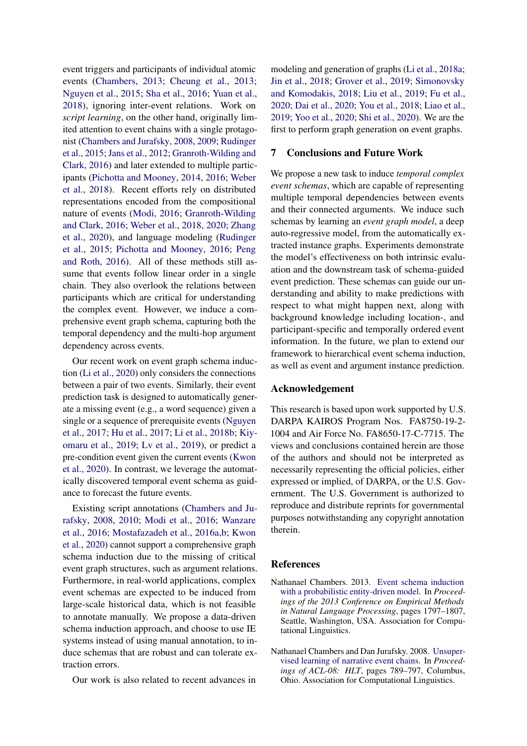event triggers and participants of individual atomic events (Chambers, 2013; Cheung et al., 2013; Nguyen et al., 2015; Sha et al., 2016; Yuan et al., 2018), ignoring inter-event relations. Work on *script learning*, on the other hand, originally limited attention to event chains with a single protagonist (Chambers and Jurafsky, 2008, 2009; Rudinger et al., 2015; Jans et al., 2012; Granroth-Wilding and Clark, 2016) and later extended to multiple participants (Pichotta and Mooney, 2014, 2016; Weber et al., 2018). Recent efforts rely on distributed representations encoded from the compositional nature of events (Modi, 2016; Granroth-Wilding and Clark, 2016; Weber et al., 2018, 2020; Zhang et al., 2020), and language modeling (Rudinger et al., 2015; Pichotta and Mooney, 2016; Peng and Roth, 2016). All of these methods still assume that events follow linear order in a single chain. They also overlook the relations between participants which are critical for understanding the complex event. However, we induce a comprehensive event graph schema, capturing both the temporal dependency and the multi-hop argument dependency across events.

Our recent work on event graph schema induction (Li et al., 2020) only considers the connections between a pair of two events. Similarly, their event prediction task is designed to automatically generate a missing event (e.g., a word sequence) given a single or a sequence of prerequisite events (Nguyen et al., 2017; Hu et al., 2017; Li et al., 2018b; Kiyomaru et al., 2019; Lv et al., 2019), or predict a pre-condition event given the current events (Kwon et al., 2020). In contrast, we leverage the automatically discovered temporal event schema as guidance to forecast the future events.

Existing script annotations (Chambers and Jurafsky, 2008, 2010; Modi et al., 2016; Wanzare et al., 2016; Mostafazadeh et al., 2016a,b; Kwon et al., 2020) cannot support a comprehensive graph schema induction due to the missing of critical event graph structures, such as argument relations. Furthermore, in real-world applications, complex event schemas are expected to be induced from large-scale historical data, which is not feasible to annotate manually. We propose a data-driven schema induction approach, and choose to use IE systems instead of using manual annotation, to induce schemas that are robust and can tolerate extraction errors.

Our work is also related to recent advances in modeling and generation of graphs (Li et al., 2018a; Jin et al., 2018; Grover et al., 2019; Simonovsky and Komodakis, 2018; Liu et al., 2019; Fu et al., 2020; Dai et al., 2020; You et al., 2018; Liao et al., 2019; Yoo et al., 2020; Shi et al., 2020). We are the first to perform graph generation on event graphs.

## 7 Conclusions and Future Work

We propose a new task to induce *temporal complex event schemas*, which are capable of representing multiple temporal dependencies between events and their connected arguments. We induce such schemas by learning an *event graph model*, a deep auto-regressive model, from the automatically extracted instance graphs. Experiments demonstrate the model's effectiveness on both intrinsic evaluation and the downstream task of schema-guided event prediction. These schemas can guide our understanding and ability to make predictions with respect to what might happen next, along with background knowledge including location-, and participant-specific and temporally ordered event information. In the future, we plan to extend our framework to hierarchical event schema induction, as well as event and argument instance prediction.

## Acknowledgement

This research is based upon work supported by U.S. DARPA KAIROS Program Nos. FA8750-19-2-1004 and Air Force No. FA8650-17-C-7715. The views and conclusions contained herein are those of the authors and should not be interpreted as necessarily representing the official policies, either expressed or implied, of DARPA, or the U.S. Government. The U.S. Government is authorized to reproduce and distribute reprints for governmental purposes notwithstanding any copyright annotation therein.

## References

Nathanael Chambers. 2013. Event schema induction with a probabilistic entity-driven model. In *Proceedings of the 2013 Conference on Empirical Methods in Natural Language Processing*, pages 1797–1807, Seattle, Washington, USA. Association for Computational Linguistics.

Nathanael Chambers and Dan Jurafsky. 2008. Unsupervised learning of narrative event chains. In *Proceedings of ACL-08: HLT*, pages 789–797, Columbus, Ohio. Association for Computational Linguistics.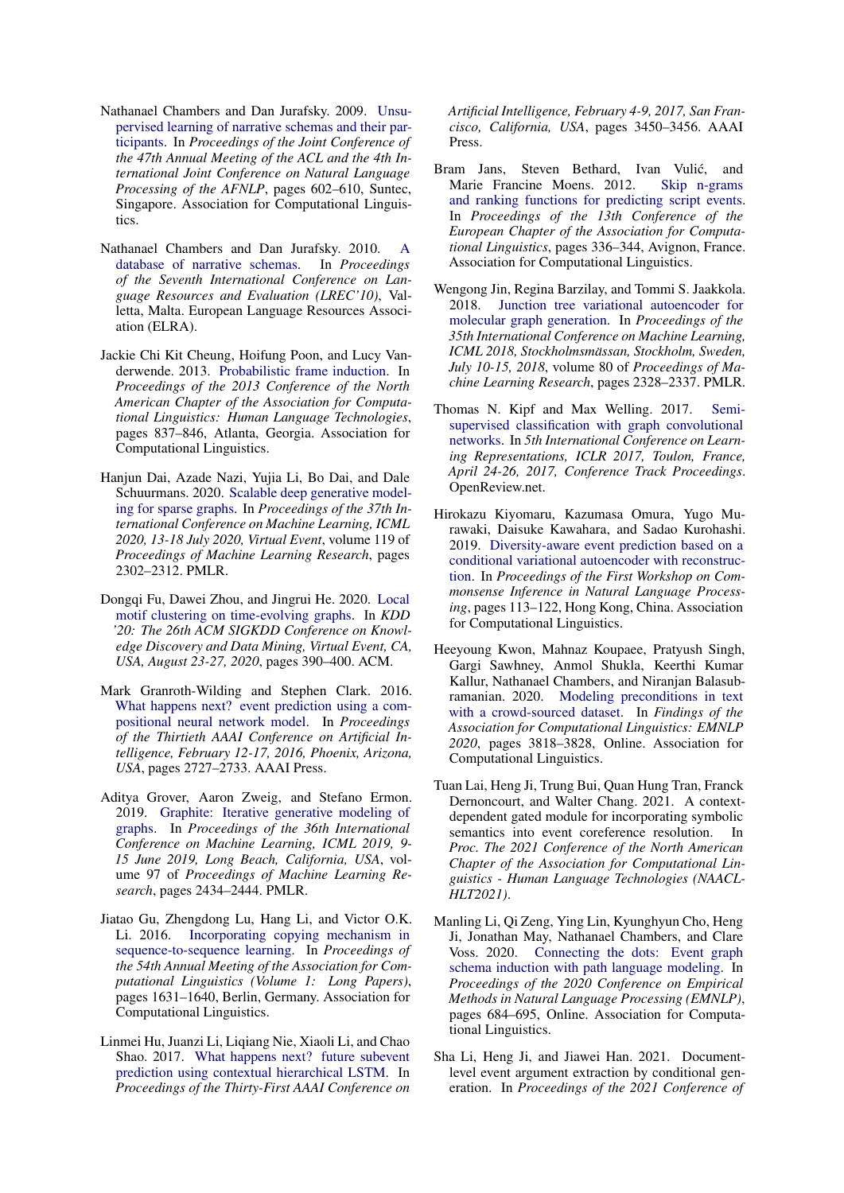Nathanael Chambers and Dan Jurafsky. 2009. Unsupervised learning of narrative schemas and their participants. In *Proceedings of the Joint Conference of the 47th Annual Meeting of the ACL and the 4th International Joint Conference on Natural Language Processing of the AFNLP*, pages 602–610, Suntec, Singapore. Association for Computational Linguistics.

Nathanael Chambers and Dan Jurafsky. 2010. A database of narrative schemas. In *Proceedings of the Seventh International Conference on Language Resources and Evaluation (LREC'10)*, Valletta, Malta. European Language Resources Association (ELRA).

Jackie Chi Kit Cheung, Hoifung Poon, and Lucy Vanderwende. 2013. Probabilistic frame induction. In *Proceedings of the 2013 Conference of the North American Chapter of the Association for Computational Linguistics: Human Language Technologies*, pages 837–846, Atlanta, Georgia. Association for Computational Linguistics.

Hanjun Dai, Azade Nazi, Yujia Li, Bo Dai, and Dale Schuurmans. 2020. Scalable deep generative modeling for sparse graphs. In *Proceedings of the 37th International Conference on Machine Learning, ICML 2020, 13-18 July 2020, Virtual Event*, volume 119 of *Proceedings of Machine Learning Research*, pages 2302–2312. PMLR.

Dongqi Fu, Dawei Zhou, and Jingrui He. 2020. Local motif clustering on time-evolving graphs. In *KDD '20: The 26th ACM SIGKDD Conference on Knowledge Discovery and Data Mining, Virtual Event, CA, USA, August 23-27, 2020*, pages 390–400. ACM.

Mark Granroth-Wilding and Stephen Clark. 2016. What happens next? event prediction using a compositional neural network model. In *Proceedings of the Thirtieth AAAI Conference on Artificial Intelligence, February 12-17, 2016, Phoenix, Arizona, USA*, pages 2727–2733. AAAI Press.

Aditya Grover, Aaron Zweig, and Stefano Ermon. 2019. Graphite: Iterative generative modeling of graphs. In *Proceedings of the 36th International Conference on Machine Learning, ICML 2019, 9-15 June 2019, Long Beach, California, USA*, volume 97 of *Proceedings of Machine Learning Research*, pages 2434–2444. PMLR.

Jiatao Gu, Zhengdong Lu, Hang Li, and Victor O.K. Li. 2016. Incorporating copying mechanism in sequence-to-sequence learning. In *Proceedings of the 54th Annual Meeting of the Association for Computational Linguistics (Volume 1: Long Papers)*, pages 1631–1640, Berlin, Germany. Association for Computational Linguistics.

Linmei Hu, Juanzi Li, Liqiang Nie, Xiaoli Li, and Chao Shao. 2017. What happens next? future subevent prediction using contextual hierarchical LSTM. In *Proceedings of the Thirty-First AAAI Conference on Artificial Intelligence, February 4-9, 2017, San Francisco, California, USA*, pages 3450–3456. AAAI Press.

Bram Jans, Steven Bethard, Ivan Vulić, and Marie Francine Moens. 2012. Skip n-grams and ranking functions for predicting script events. In *Proceedings of the 13th Conference of the European Chapter of the Association for Computational Linguistics*, pages 336–344, Avignon, France. Association for Computational Linguistics.

Wengong Jin, Regina Barzilay, and Tommi S. Jaakkola. 2018. Junction tree variational autoencoder for molecular graph generation. In *Proceedings of the 35th International Conference on Machine Learning, ICML 2018, Stockholmsmässan, Stockholm, Sweden, July 10-15, 2018*, volume 80 of *Proceedings of Machine Learning Research*, pages 2328–2337. PMLR.

Thomas N. Kipf and Max Welling. 2017. Semi-supervised classification with graph convolutional networks. In *5th International Conference on Learning Representations, ICLR 2017, Toulon, France, April 24-26, 2017, Conference Track Proceedings*. OpenReview.net.

Hirokazu Kiyomaru, Kazumasa Omura, Yugo Murawaki, Daisuke Kawahara, and Sadao Kurohashi. 2019. Diversity-aware event prediction based on a conditional variational autoencoder with reconstruction. In *Proceedings of the First Workshop on Commonsense Inference in Natural Language Processing*, pages 113–122, Hong Kong, China. Association for Computational Linguistics.

Heeyoung Kwon, Mahnaz Koupaee, Pratyush Singh, Gargi Sawhney, Anmol Shukla, Keerthi Kumar Kallur, Nathanael Chambers, and Niranjan Balasubramanian. 2020. Modeling preconditions in text with a crowd-sourced dataset. In *Findings of the Association for Computational Linguistics: EMNLP 2020*, pages 3818–3828, Online. Association for Computational Linguistics.

Tuan Lai, Heng Ji, Trung Bui, Quan Hung Tran, Franck Dernoncourt, and Walter Chang. 2021. A context-dependent gated module for incorporating symbolic semantics into event coreference resolution. In *Proc. The 2021 Conference of the North American Chapter of the Association for Computational Linguistics - Human Language Technologies (NAACL-HLT2021)*.

Manling Li, Qi Zeng, Ying Lin, Kyunghyun Cho, Heng Ji, Jonathan May, Nathanael Chambers, and Clare Voss. 2020. Connecting the dots: Event graph schema induction with path language modeling. In *Proceedings of the 2020 Conference on Empirical Methods in Natural Language Processing (EMNLP)*, pages 684–695, Online. Association for Computational Linguistics.

Sha Li, Heng Ji, and Jiawei Han. 2021. Document-level event argument extraction by conditional generation. In *Proceedings of the 2021 Conference of*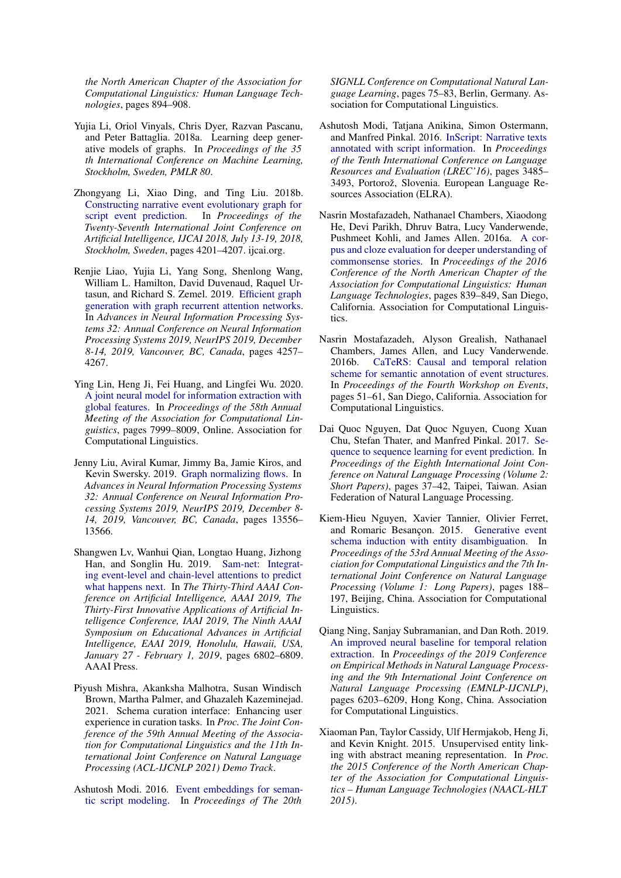*the North American Chapter of the Association for Computational Linguistics: Human Language Technologies*, pages 894–908.

Yujia Li, Oriol Vinyals, Chris Dyer, Razvan Pascanu, and Peter Battaglia. 2018a. Learning deep generative models of graphs. In *Proceedings of the 35 th International Conference on Machine Learning, Stockholm, Sweden, PMLR 80*.

Zhongyang Li, Xiao Ding, and Ting Liu. 2018b. Constructing narrative event evolutionary graph for script event prediction. In *Proceedings of the Twenty-Seventh International Joint Conference on Artificial Intelligence, IJCAI 2018, July 13-19, 2018, Stockholm, Sweden*, pages 4201–4207. ijcai.org.

Renjie Liao, Yujia Li, Yang Song, Shenlong Wang, William L. Hamilton, David Duvenaud, Raquel Urtasun, and Richard S. Zemel. 2019. Efficient graph generation with graph recurrent attention networks. In *Advances in Neural Information Processing Systems 32: Annual Conference on Neural Information Processing Systems 2019, NeurIPS 2019, December 8-14, 2019, Vancouver, BC, Canada*, pages 4257–4267.

Ying Lin, Heng Ji, Fei Huang, and Lingfei Wu. 2020. A joint neural model for information extraction with global features. In *Proceedings of the 58th Annual Meeting of the Association for Computational Linguistics*, pages 7999–8009, Online. Association for Computational Linguistics.

Jenny Liu, Aviral Kumar, Jimmy Ba, Jamie Kiros, and Kevin Swersky. 2019. Graph normalizing flows. In *Advances in Neural Information Processing Systems 32: Annual Conference on Neural Information Processing Systems 2019, NeurIPS 2019, December 8-14, 2019, Vancouver, BC, Canada*, pages 13556–13566.

Shangwen Lv, Wanhui Qian, Longtao Huang, Jizhong Han, and Songlin Hu. 2019. Sam-net: Integrating event-level and chain-level attentions to predict what happens next. In *The Thirty-Third AAAI Conference on Artificial Intelligence, AAAI 2019, The Thirty-First Innovative Applications of Artificial Intelligence Conference, IAAI 2019, The Ninth AAAI Symposium on Educational Advances in Artificial Intelligence, EAAI 2019, Honolulu, Hawaii, USA, January 27 - February 1, 2019*, pages 6802–6809. AAAI Press.

Piyush Mishra, Akanksha Malhotra, Susan Windisch Brown, Martha Palmer, and Ghazaleh Kazeminejad. 2021. Schema curation interface: Enhancing user experience in curation tasks. In *Proc. The Joint Conference of the 59th Annual Meeting of the Association for Computational Linguistics and the 11th International Joint Conference on Natural Language Processing (ACL-IJCNLP 2021) Demo Track*.

Ashutosh Modi. 2016. Event embeddings for semantic script modeling. In *Proceedings of The 20th SIGNLL Conference on Computational Natural Language Learning*, pages 75–83, Berlin, Germany. Association for Computational Linguistics.

Ashutosh Modi, Tatjana Anikina, Simon Ostermann, and Manfred Pinkal. 2016. InScript: Narrative texts annotated with script information. In *Proceedings of the Tenth International Conference on Language Resources and Evaluation (LREC'16)*, pages 3485–3493, Portorož, Slovenia. European Language Resources Association (ELRA).

Nasrin Mostafazadeh, Nathanael Chambers, Xiaodong He, Devi Parikh, Dhruv Batra, Lucy Vanderwende, Pushmeet Kohli, and James Allen. 2016a. A corpus and cloze evaluation for deeper understanding of commonsense stories. In *Proceedings of the 2016 Conference of the North American Chapter of the Association for Computational Linguistics: Human Language Technologies*, pages 839–849, San Diego, California. Association for Computational Linguistics.

Nasrin Mostafazadeh, Alyson Grealish, Nathanael Chambers, James Allen, and Lucy Vanderwende. 2016b. CaTeRS: Causal and temporal relation scheme for semantic annotation of event structures. In *Proceedings of the Fourth Workshop on Events*, pages 51–61, San Diego, California. Association for Computational Linguistics.

Dai Quoc Nguyen, Dat Quoc Nguyen, Cuong Xuan Chu, Stefan Thater, and Manfred Pinkal. 2017. Sequence to sequence learning for event prediction. In *Proceedings of the Eighth International Joint Conference on Natural Language Processing (Volume 2: Short Papers)*, pages 37–42, Taipei, Taiwan. Asian Federation of Natural Language Processing.

Kiem-Hieu Nguyen, Xavier Tannier, Olivier Ferret, and Romaric Besançon. 2015. Generative event schema induction with entity disambiguation. In *Proceedings of the 53rd Annual Meeting of the Association for Computational Linguistics and the 7th International Joint Conference on Natural Language Processing (Volume 1: Long Papers)*, pages 188–197, Beijing, China. Association for Computational Linguistics.

Qiang Ning, Sanjay Subramanian, and Dan Roth. 2019. An improved neural baseline for temporal relation extraction. In *Proceedings of the 2019 Conference on Empirical Methods in Natural Language Processing and the 9th International Joint Conference on Natural Language Processing (EMNLP-IJCNLP)*, pages 6203–6209, Hong Kong, China. Association for Computational Linguistics.

Xiaoman Pan, Taylor Cassidy, Ulf Hermjakob, Heng Ji, and Kevin Knight. 2015. Unsupervised entity linking with abstract meaning representation. In *Proc. the 2015 Conference of the North American Chapter of the Association for Computational Linguistics – Human Language Technologies (NAACL-HLT 2015)*.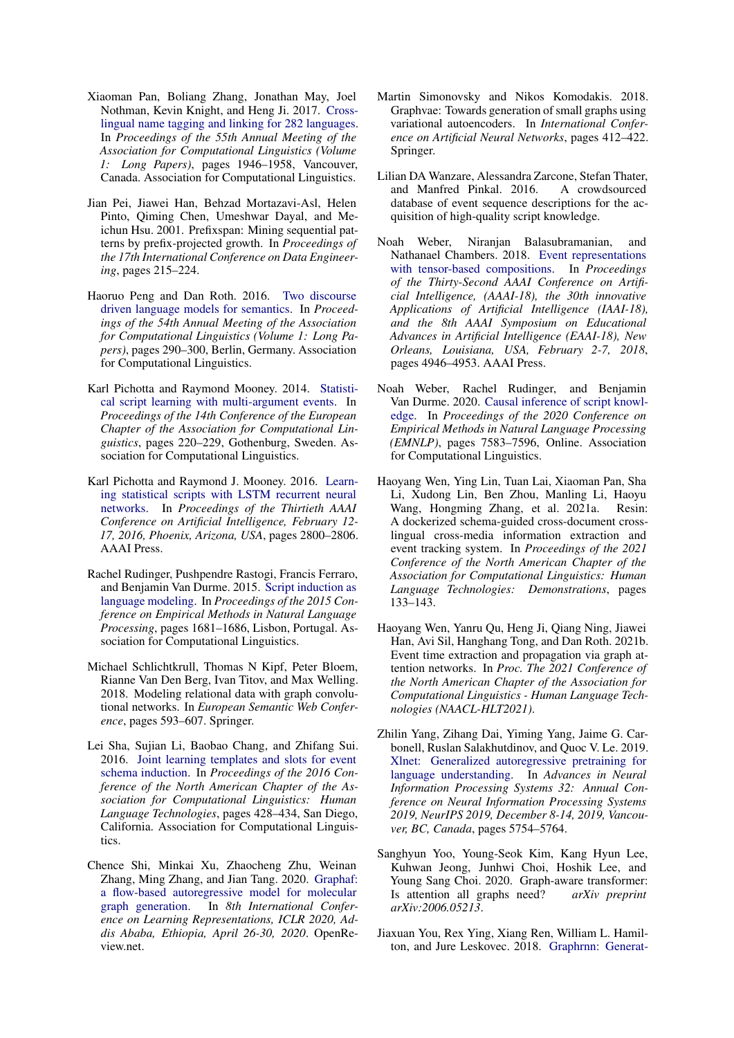Xiaoman Pan, Boliang Zhang, Jonathan May, Joel Nothman, Kevin Knight, and Heng Ji. 2017. Cross-lingual name tagging and linking for 282 languages. In *Proceedings of the 55th Annual Meeting of the Association for Computational Linguistics (Volume 1: Long Papers)*, pages 1946–1958, Vancouver, Canada. Association for Computational Linguistics.

Jian Pei, Jiawei Han, Behzad Mortazavi-Asl, Helen Pinto, Qiming Chen, Umeshwar Dayal, and Mei-chun Hsu. 2001. Prefixspan: Mining sequential patterns by prefix-projected growth. In *Proceedings of the 17th International Conference on Data Engineering*, pages 215–224.

Haoruo Peng and Dan Roth. 2016. Two discourse driven language models for semantics. In *Proceedings of the 54th Annual Meeting of the Association for Computational Linguistics (Volume 1: Long Papers)*, pages 290–300, Berlin, Germany. Association for Computational Linguistics.

Karl Pichotta and Raymond Mooney. 2014. Statistical script learning with multi-argument events. In *Proceedings of the 14th Conference of the European Chapter of the Association for Computational Linguistics*, pages 220–229, Gothenburg, Sweden. Association for Computational Linguistics.

Karl Pichotta and Raymond J. Mooney. 2016. Learning statistical scripts with LSTM recurrent neural networks. In *Proceedings of the Thirtieth AAAI Conference on Artificial Intelligence, February 12-17, 2016, Phoenix, Arizona, USA*, pages 2800–2806. AAAI Press.

Rachel Rudinger, Pushpendre Rastogi, Francis Ferraro, and Benjamin Van Durme. 2015. Script induction as language modeling. In *Proceedings of the 2015 Conference on Empirical Methods in Natural Language Processing*, pages 1681–1686, Lisbon, Portugal. Association for Computational Linguistics.

Michael Schlichtkrull, Thomas N Kipf, Peter Bloem, Rianne Van Den Berg, Ivan Titov, and Max Welling. 2018. Modeling relational data with graph convolutional networks. In *European Semantic Web Conference*, pages 593–607. Springer.

Lei Sha, Sujian Li, Baobao Chang, and Zhifang Sui. 2016. Joint learning templates and slots for event schema induction. In *Proceedings of the 2016 Conference of the North American Chapter of the Association for Computational Linguistics: Human Language Technologies*, pages 428–434, San Diego, California. Association for Computational Linguistics.

Chence Shi, Minkai Xu, Zhaocheng Zhu, Weinan Zhang, Ming Zhang, and Jian Tang. 2020. Graphaf: a flow-based autoregressive model for molecular graph generation. In *8th International Conference on Learning Representations, ICLR 2020, Addis Ababa, Ethiopia, April 26-30, 2020*. OpenReview.net.

Martin Simonovsky and Nikos Komodakis. 2018. Graphvae: Towards generation of small graphs using variational autoencoders. In *International Conference on Artificial Neural Networks*, pages 412–422. Springer.

Lilian DA Wanzare, Alessandra Zarcone, Stefan Thater, and Manfred Pinkal. 2016. A crowdsourced database of event sequence descriptions for the acquisition of high-quality script knowledge.

Noah Weber, Niranjan Balasubramanian, and Nathanael Chambers. 2018. Event representations with tensor-based compositions. In *Proceedings of the Thirty-Second AAAI Conference on Artificial Intelligence, (AAAI-18), the 30th innovative Applications of Artificial Intelligence (IAAI-18), and the 8th AAAI Symposium on Educational Advances in Artificial Intelligence (EAAI-18), New Orleans, Louisiana, USA, February 2-7, 2018*, pages 4946–4953. AAAI Press.

Noah Weber, Rachel Rudinger, and Benjamin Van Durme. 2020. Causal inference of script knowledge. In *Proceedings of the 2020 Conference on Empirical Methods in Natural Language Processing (EMNLP)*, pages 7583–7596, Online. Association for Computational Linguistics.

Haoyang Wen, Ying Lin, Tuan Lai, Xiaoman Pan, Sha Li, Xudong Lin, Ben Zhou, Manling Li, Haoyu Wang, Hongming Zhang, et al. 2021a. Resin: A dockerized schema-guided cross-document cross-lingual cross-media information extraction and event tracking system. In *Proceedings of the 2021 Conference of the North American Chapter of the Association for Computational Linguistics: Human Language Technologies: Demonstrations*, pages 133–143.

Haoyang Wen, Yanru Qu, Heng Ji, Qiang Ning, Jiawei Han, Avi Sil, Hanghang Tong, and Dan Roth. 2021b. Event time extraction and propagation via graph attention networks. In *Proc. The 2021 Conference of the North American Chapter of the Association for Computational Linguistics - Human Language Technologies (NAACL-HLT2021)*.

Zhilin Yang, Zihang Dai, Yiming Yang, Jaime G. Carbonell, Ruslan Salakhutdinov, and Quoc V. Le. 2019. Xlnet: Generalized autoregressive pretraining for language understanding. In *Advances in Neural Information Processing Systems 32: Annual Conference on Neural Information Processing Systems 2019, NeurIPS 2019, December 8-14, 2019, Vancouver, BC, Canada*, pages 5754–5764.

Sanghyun Yoo, Young-Seok Kim, Kang Hyun Lee, Kuhwan Jeong, Junhwi Choi, Hoshik Lee, and Young Sang Choi. 2020. Graph-aware transformer: Is attention all graphs need? *arXiv preprint arXiv:2006.05213*.

Jiaxuan You, Rex Ying, Xiang Ren, William L. Hamilton, and Jure Leskovec. 2018. Graphrnn: Generat-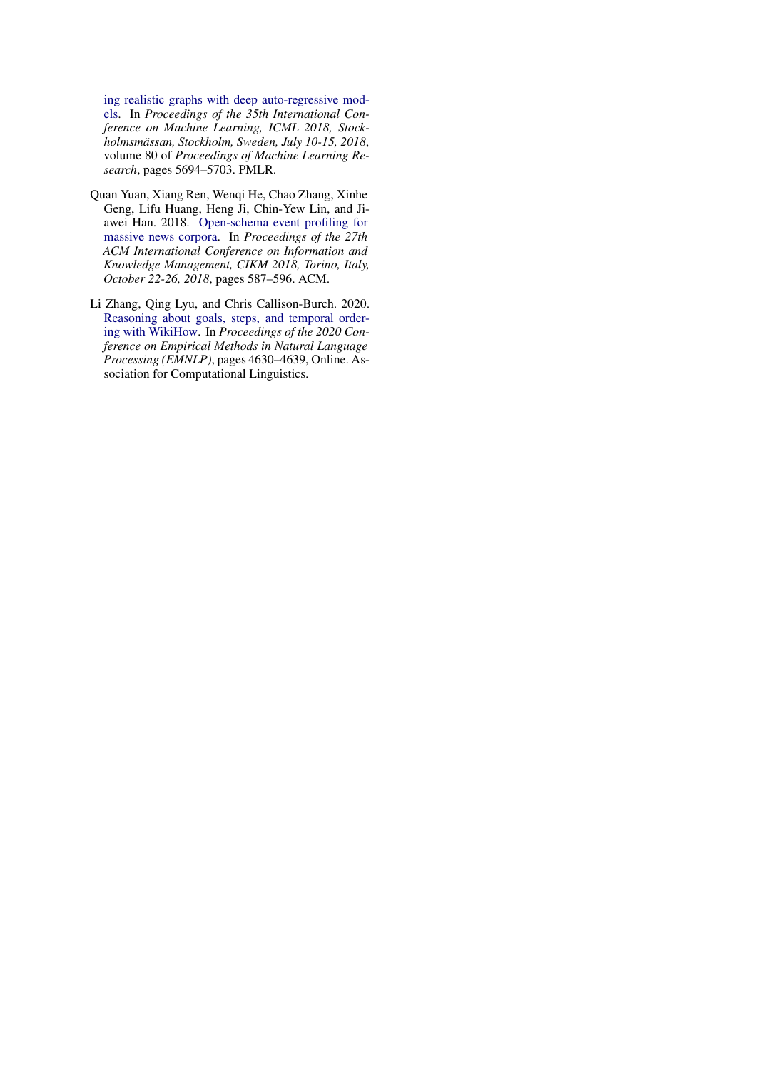ing realistic graphs with deep auto-regressive models. In *Proceedings of the 35th International Conference on Machine Learning, ICML 2018, Stockholmsmässan, Stockholm, Sweden, July 10-15, 2018*, volume 80 of *Proceedings of Machine Learning Research*, pages 5694–5703. PMLR.

Quan Yuan, Xiang Ren, Wenqi He, Chao Zhang, Xinhe Geng, Lifu Huang, Heng Ji, Chin-Yew Lin, and Jiawei Han. 2018. Open-schema event profiling for massive news corpora. In *Proceedings of the 27th ACM International Conference on Information and Knowledge Management, CIKM 2018, Torino, Italy, October 22-26, 2018*, pages 587–596. ACM.

Li Zhang, Qing Lyu, and Chris Callison-Burch. 2020. Reasoning about goals, steps, and temporal ordering with WikiHow. In *Proceedings of the 2020 Conference on Empirical Methods in Natural Language Processing (EMNLP)*, pages 4630–4639, Online. Association for Computational Linguistics.